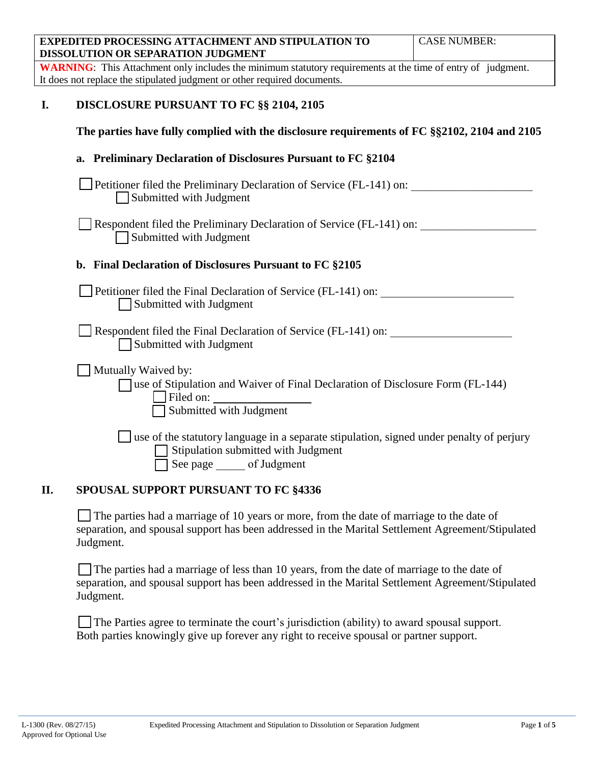| EXPEDITED PROCESSING ATTACHMENT AND STIPULATION TO DISSOLUTION OR SEPARATION JUDGMENT | CASE NUMBER: |
| --- | --- |
| **WARNING**: This Attachment only includes the minimum statutory requirements at the time of entry of judgment. It does not replace the stipulated judgment or other required documents. | |

## I. DISCLOSURE PURSUANT TO FC §§ 2104, 2105

**The parties have fully complied with the disclosure requirements of FC §§2102, 2104 and 2105**

### a. Preliminary Declaration of Disclosures Pursuant to FC §2104

☐ Petitioner filed the Preliminary Declaration of Service (FL-141) on: ____________________
    ☐ Submitted with Judgment

☐ Respondent filed the Preliminary Declaration of Service (FL-141) on: ____________________
    ☐ Submitted with Judgment

### b. Final Declaration of Disclosures Pursuant to FC §2105

☐ Petitioner filed the Final Declaration of Service (FL-141) on: ____________________
    ☐ Submitted with Judgment

☐ Respondent filed the Final Declaration of Service (FL-141) on: ____________________
    ☐ Submitted with Judgment

☐ Mutually Waived by:
    ☐ use of Stipulation and Waiver of Final Declaration of Disclosure Form (FL-144)
        ☐ Filed on: ________________
        ☐ Submitted with Judgment

    ☐ use of the statutory language in a separate stipulation, signed under penalty of perjury
        ☐ Stipulation submitted with Judgment
        ☐ See page _____ of Judgment

## II. SPOUSAL SUPPORT PURSUANT TO FC §4336

☐ The parties had a marriage of 10 years or more, from the date of marriage to the date of separation, and spousal support has been addressed in the Marital Settlement Agreement/Stipulated Judgment.

☐ The parties had a marriage of less than 10 years, from the date of marriage to the date of separation, and spousal support has been addressed in the Marital Settlement Agreement/Stipulated Judgment.

☐ The Parties agree to terminate the court's jurisdiction (ability) to award spousal support. Both parties knowingly give up forever any right to receive spousal or partner support.

L-1300 (Rev. 08/27/15)
Approved for Optional Use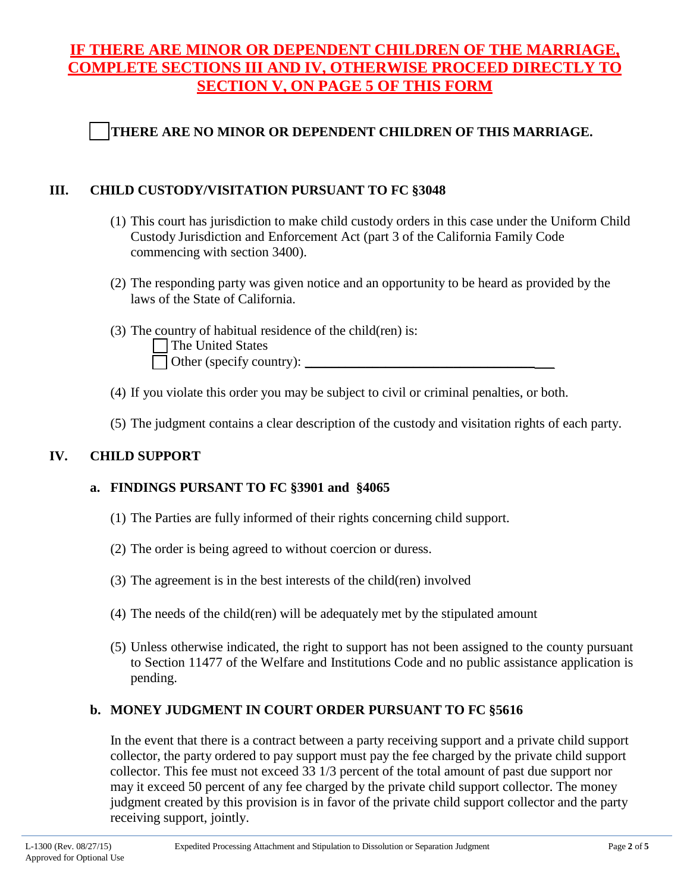**IF THERE ARE MINOR OR DEPENDENT CHILDREN OF THE MARRIAGE, COMPLETE SECTIONS III AND IV, OTHERWISE PROCEED DIRECTLY TO SECTION V, ON PAGE 5 OF THIS FORM**

☐ **THERE ARE NO MINOR OR DEPENDENT CHILDREN OF THIS MARRIAGE.**

## III. CHILD CUSTODY/VISITATION PURSUANT TO FC §3048

(1) This court has jurisdiction to make child custody orders in this case under the Uniform Child Custody Jurisdiction and Enforcement Act (part 3 of the California Family Code commencing with section 3400).

(2) The responding party was given notice and an opportunity to be heard as provided by the laws of the State of California.

(3) The country of habitual residence of the child(ren) is:
☐ The United States
☐ Other (specify country): ______________________________________

(4) If you violate this order you may be subject to civil or criminal penalties, or both.

(5) The judgment contains a clear description of the custody and visitation rights of each party.

## IV. CHILD SUPPORT

### a. FINDINGS PURSUANT TO FC §3901 and §4065

(1) The Parties are fully informed of their rights concerning child support.

(2) The order is being agreed to without coercion or duress.

(3) The agreement is in the best interests of the child(ren) involved

(4) The needs of the child(ren) will be adequately met by the stipulated amount

(5) Unless otherwise indicated, the right to support has not been assigned to the county pursuant to Section 11477 of the Welfare and Institutions Code and no public assistance application is pending.

### b. MONEY JUDGMENT IN COURT ORDER PURSUANT TO FC §5616

In the event that there is a contract between a party receiving support and a private child support collector, the party ordered to pay support must pay the fee charged by the private child support collector. This fee must not exceed 33 1/3 percent of the total amount of past due support nor may it exceed 50 percent of any fee charged by the private child support collector. The money judgment created by this provision is in favor of the private child support collector and the party receiving support, jointly.

L-1300 (Rev. 08/27/15) Approved for Optional Use — Expedited Processing Attachment and Stipulation to Dissolution or Separation Judgment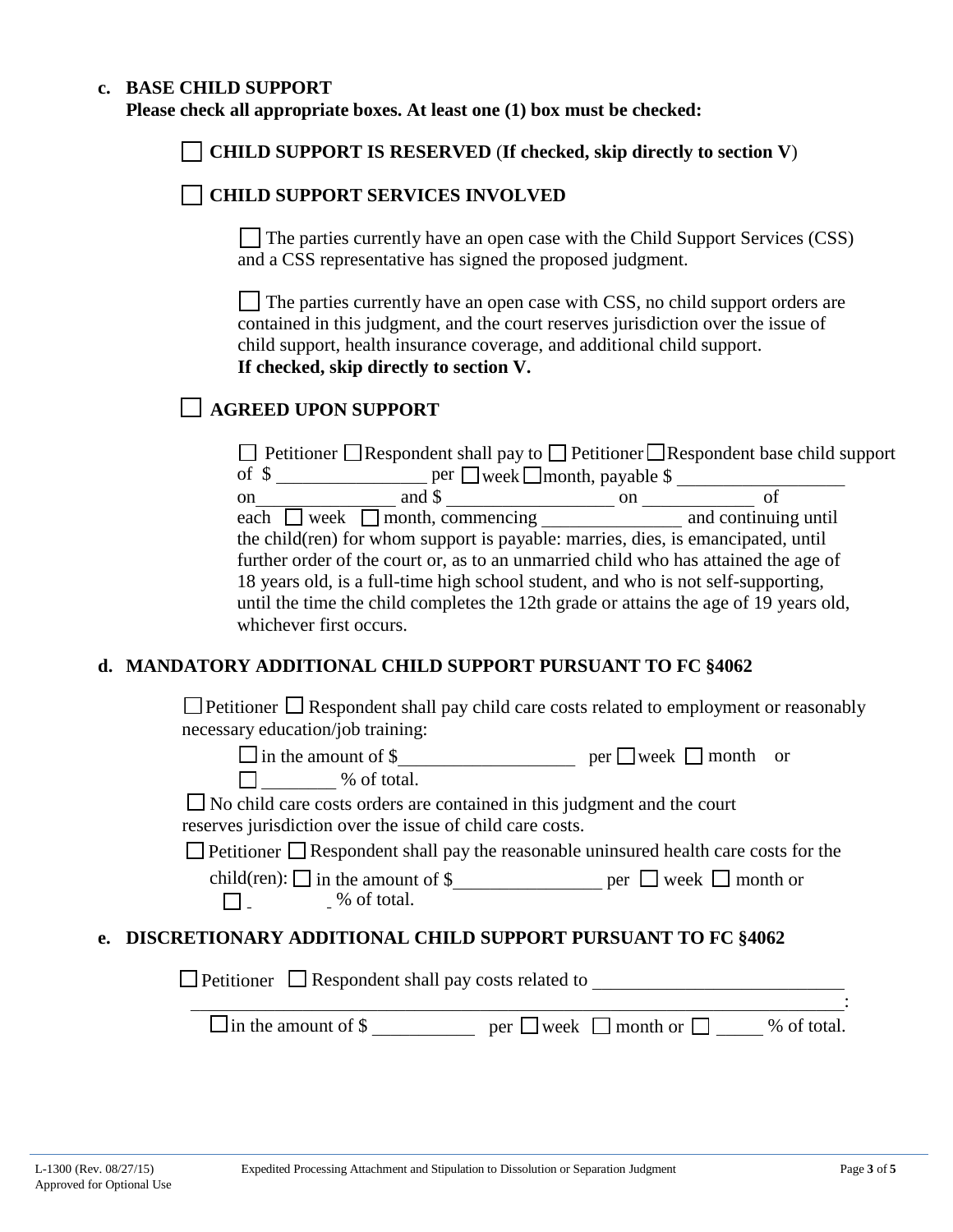**c. BASE CHILD SUPPORT**
**Please check all appropriate boxes. At least one (1) box must be checked:**

☐ **CHILD SUPPORT IS RESERVED** (**If checked, skip directly to section V**)

☐ **CHILD SUPPORT SERVICES INVOLVED**

☐ The parties currently have an open case with the Child Support Services (CSS) and a CSS representative has signed the proposed judgment.

☐ The parties currently have an open case with CSS, no child support orders are contained in this judgment, and the court reserves jurisdiction over the issue of child support, health insurance coverage, and additional child support.
**If checked, skip directly to section V.**

☐ **AGREED UPON SUPPORT**

☐ Petitioner ☐ Respondent shall pay to ☐ Petitioner ☐ Respondent base child support of $ ________________ per ☐ week ☐ month, payable $ __________________ on_______________ and $ __________________ on ____________ of each ☐ week ☐ month, commencing _______________ and continuing until the child(ren) for whom support is payable: marries, dies, is emancipated, until further order of the court or, as to an unmarried child who has attained the age of 18 years old, is a full-time high school student, and who is not self-supporting, until the time the child completes the 12th grade or attains the age of 19 years old, whichever first occurs.

**d. MANDATORY ADDITIONAL CHILD SUPPORT PURSUANT TO FC §4062**

☐ Petitioner ☐ Respondent shall pay child care costs related to employment or reasonably necessary education/job training:

☐ in the amount of $__________________ per ☐ week ☐ month or
☐ ________ % of total.

☐ No child care costs orders are contained in this judgment and the court reserves jurisdiction over the issue of child care costs.

☐ Petitioner ☐ Respondent shall pay the reasonable uninsured health care costs for the child(ren): ☐ in the amount of $________________ per ☐ week ☐ month or
☐ ________ % of total.

**e. DISCRETIONARY ADDITIONAL CHILD SUPPORT PURSUANT TO FC §4062**

☐ Petitioner ☐ Respondent shall pay costs related to __________________________
__________________________________________________________________:
☐ in the amount of $ ___________ per ☐ week ☐ month or ☐ _____ % of total.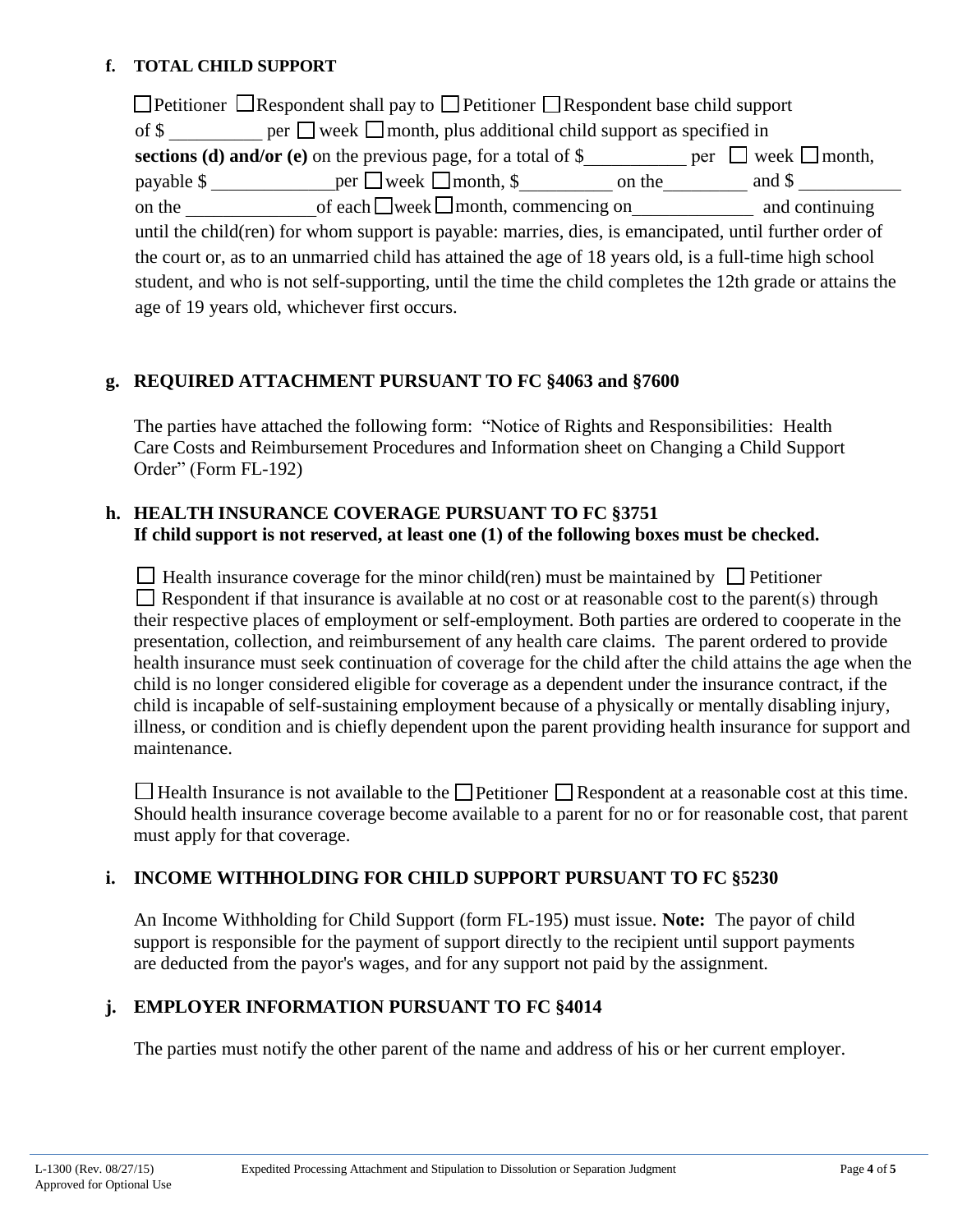**f. TOTAL CHILD SUPPORT**

☐ Petitioner ☐ Respondent shall pay to ☐ Petitioner ☐ Respondent base child support of $ __________ per ☐ week ☐ month, plus additional child support as specified in **sections (d) and/or (e)** on the previous page, for a total of $___________ per ☐ week ☐ month, payable $ ______________ per ☐ week ☐ month, $__________ on the__________ and $ ___________ on the ______________ of each ☐ week ☐ month, commencing on_____________ and continuing until the child(ren) for whom support is payable: marries, dies, is emancipated, until further order of the court or, as to an unmarried child has attained the age of 18 years old, is a full-time high school student, and who is not self-supporting, until the time the child completes the 12th grade or attains the age of 19 years old, whichever first occurs.

**g. REQUIRED ATTACHMENT PURSUANT TO FC §4063 and §7600**

The parties have attached the following form: "Notice of Rights and Responsibilities: Health Care Costs and Reimbursement Procedures and Information sheet on Changing a Child Support Order" (Form FL-192)

**h. HEALTH INSURANCE COVERAGE PURSUANT TO FC §3751**
**If child support is not reserved, at least one (1) of the following boxes must be checked.**

☐ Health insurance coverage for the minor child(ren) must be maintained by ☐ Petitioner ☐ Respondent if that insurance is available at no cost or at reasonable cost to the parent(s) through their respective places of employment or self-employment. Both parties are ordered to cooperate in the presentation, collection, and reimbursement of any health care claims. The parent ordered to provide health insurance must seek continuation of coverage for the child after the child attains the age when the child is no longer considered eligible for coverage as a dependent under the insurance contract, if the child is incapable of self-sustaining employment because of a physically or mentally disabling injury, illness, or condition and is chiefly dependent upon the parent providing health insurance for support and maintenance.

☐ Health Insurance is not available to the ☐ Petitioner ☐ Respondent at a reasonable cost at this time. Should health insurance coverage become available to a parent for no or for reasonable cost, that parent must apply for that coverage.

**i. INCOME WITHHOLDING FOR CHILD SUPPORT PURSUANT TO FC §5230**

An Income Withholding for Child Support (form FL-195) must issue. **Note:** The payor of child support is responsible for the payment of support directly to the recipient until support payments are deducted from the payor's wages, and for any support not paid by the assignment.

**j. EMPLOYER INFORMATION PURSUANT TO FC §4014**

The parties must notify the other parent of the name and address of his or her current employer.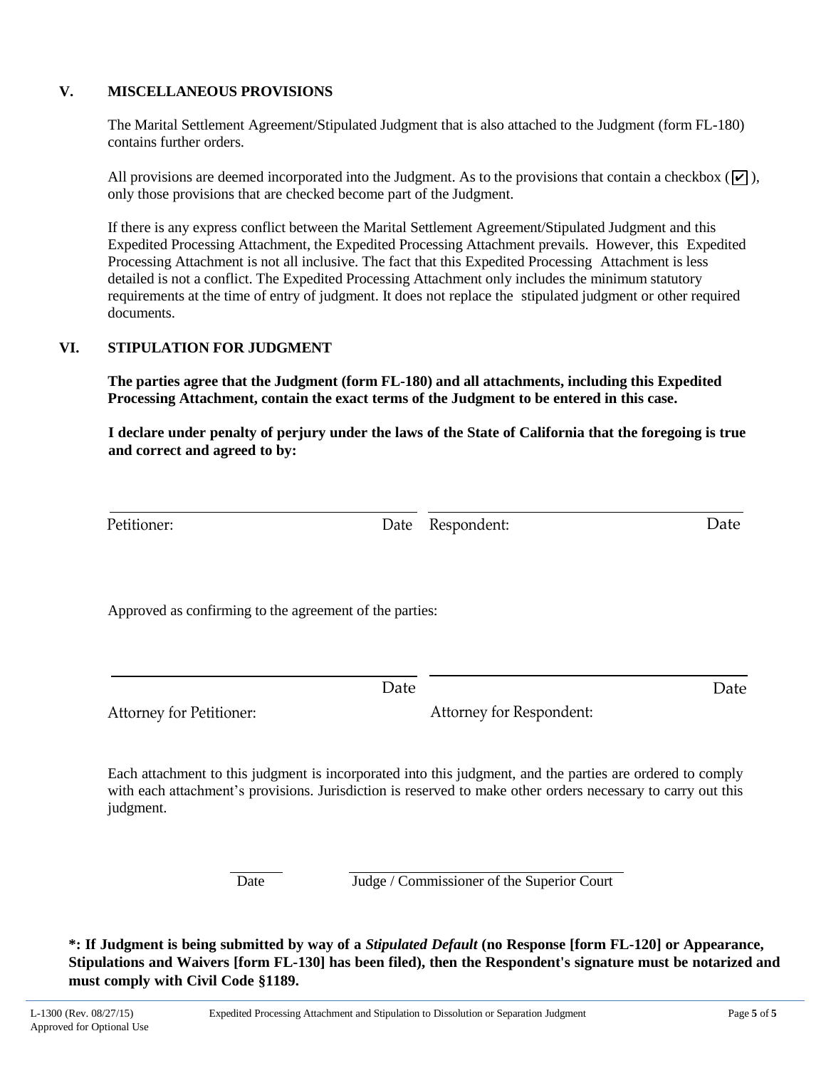## V. MISCELLANEOUS PROVISIONS

The Marital Settlement Agreement/Stipulated Judgment that is also attached to the Judgment (form FL-180) contains further orders.

All provisions are deemed incorporated into the Judgment. As to the provisions that contain a checkbox (☑), only those provisions that are checked become part of the Judgment.

If there is any express conflict between the Marital Settlement Agreement/Stipulated Judgment and this Expedited Processing Attachment, the Expedited Processing Attachment prevails. However, this Expedited Processing Attachment is not all inclusive. The fact that this Expedited Processing Attachment is less detailed is not a conflict. The Expedited Processing Attachment only includes the minimum statutory requirements at the time of entry of judgment. It does not replace the stipulated judgment or other required documents.

## VI. STIPULATION FOR JUDGMENT

**The parties agree that the Judgment (form FL-180) and all attachments, including this Expedited Processing Attachment, contain the exact terms of the Judgment to be entered in this case.**

**I declare under penalty of perjury under the laws of the State of California that the foregoing is true and correct and agreed to by:**

| | | | |
|---|---|---|---|
| Petitioner: | Date | Respondent: | Date |

Approved as confirming to the agreement of the parties:

| | | | |
|---|---|---|---|
| Attorney for Petitioner: | Date | Attorney for Respondent: | Date |

Each attachment to this judgment is incorporated into this judgment, and the parties are ordered to comply with each attachment's provisions. Jurisdiction is reserved to make other orders necessary to carry out this judgment.

| | |
|---|---|
| Date | Judge / Commissioner of the Superior Court |

**\*: If Judgment is being submitted by way of a *Stipulated Default* (no Response [form FL-120] or Appearance, Stipulations and Waivers [form FL-130] has been filed), then the Respondent's signature must be notarized and must comply with Civil Code §1189.**

L-1300 (Rev. 08/27/15) Approved for Optional Use — Expedited Processing Attachment and Stipulation to Dissolution or Separation Judgment